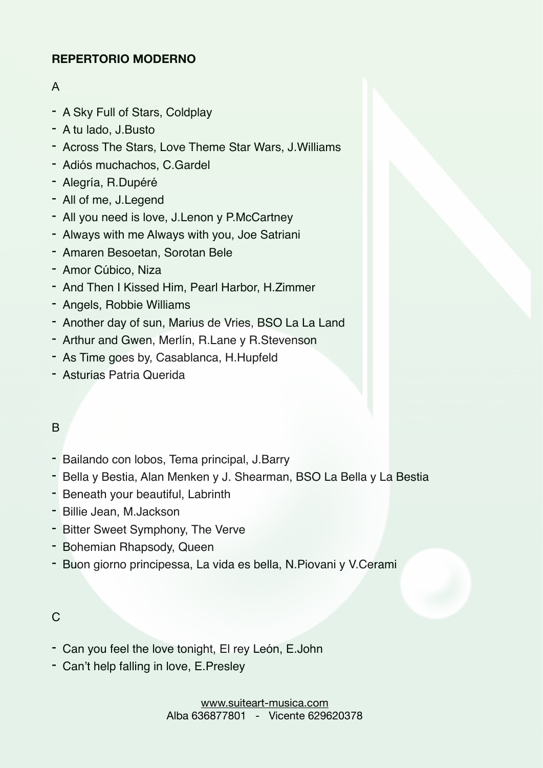**REPERTORIO MODERNO**

A

- A Sky Full of Stars, Coldplay
- A tu lado, J.Busto
- Across The Stars, Love Theme Star Wars, J.Williams
- Adiós muchachos, C.Gardel
- Alegría, R.Dupéré
- All of me, J.Legend
- All you need is love, J.Lenon y P.McCartney
- Always with me Always with you, Joe Satriani
- Amaren Besoetan, Sorotan Bele
- Amor Cúbico, Niza
- And Then I Kissed Him, Pearl Harbor, H.Zimmer
- Angels, Robbie Williams
- Another day of sun, Marius de Vries, BSO La La Land
- Arthur and Gwen, Merlín, R.Lane y R.Stevenson
- As Time goes by, Casablanca, H.Hupfeld
- Asturias Patria Querida

B

- Bailando con lobos, Tema principal, J.Barry
- Bella y Bestia, Alan Menken y J. Shearman, BSO La Bella y La Bestia
- Beneath your beautiful, Labrinth
- Billie Jean, M.Jackson
- Bitter Sweet Symphony, The Verve
- Bohemian Rhapsody, Queen
- Buon giorno principessa, La vida es bella, N.Piovani y V.Cerami

C

- Can you feel the love tonight, El rey León, E.John
- Can't help falling in love, E.Presley

www.suiteart-musica.com
Alba 636877801 - Vicente 629620378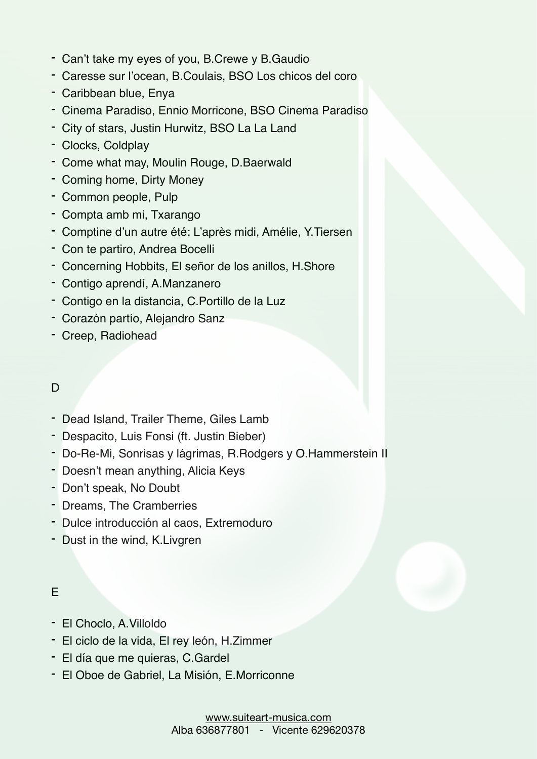- Can't take my eyes of you, B.Crewe y B.Gaudio
- Caresse sur l'ocean, B.Coulais, BSO Los chicos del coro
- Caribbean blue, Enya
- Cinema Paradiso, Ennio Morricone, BSO Cinema Paradiso
- City of stars, Justin Hurwitz, BSO La La Land
- Clocks, Coldplay
- Come what may, Moulin Rouge, D.Baerwald
- Coming home, Dirty Money
- Common people, Pulp
- Compta amb mi, Txarango
- Comptine d'un autre été: L'après midi, Amélie, Y.Tiersen
- Con te partiro, Andrea Bocelli
- Concerning Hobbits, El señor de los anillos, H.Shore
- Contigo aprendí, A.Manzanero
- Contigo en la distancia, C.Portillo de la Luz
- Corazón partío, Alejandro Sanz
- Creep, Radiohead

D

- Dead Island, Trailer Theme, Giles Lamb
- Despacito, Luis Fonsi (ft. Justin Bieber)
- Do-Re-Mi, Sonrisas y lágrimas, R.Rodgers y O.Hammerstein II
- Doesn't mean anything, Alicia Keys
- Don't speak, No Doubt
- Dreams, The Cramberries
- Dulce introducción al caos, Extremoduro
- Dust in the wind, K.Livgren

E

- El Choclo, A.Villoldo
- El ciclo de la vida, El rey león, H.Zimmer
- El día que me quieras, C.Gardel
- El Oboe de Gabriel, La Misión, E.Morriconne

www.suiteart-musica.com
Alba 636877801 - Vicente 629620378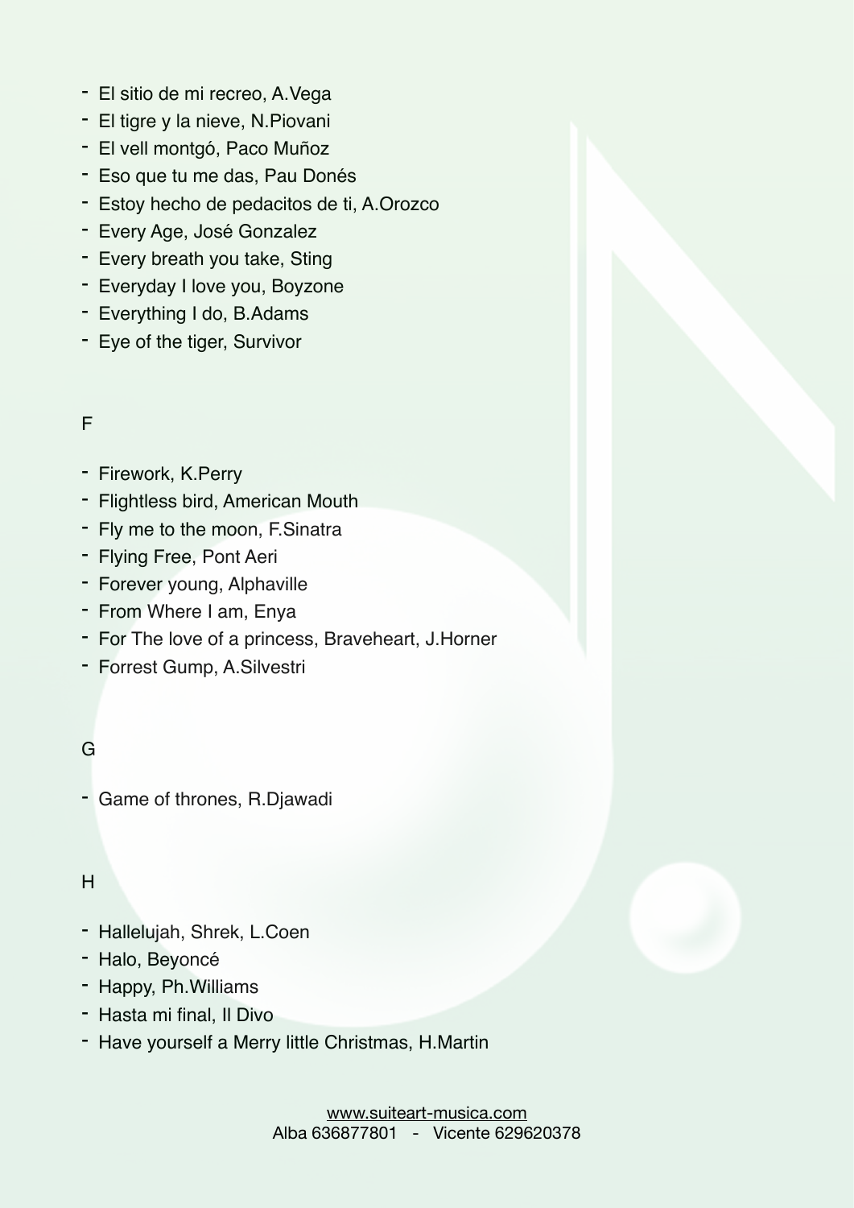- El sitio de mi recreo, A.Vega
- El tigre y la nieve, N.Piovani
- El vell montgó, Paco Muñoz
- Eso que tu me das, Pau Donés
- Estoy hecho de pedacitos de ti, A.Orozco
- Every Age, José Gonzalez
- Every breath you take, Sting
- Everyday I love you, Boyzone
- Everything I do, B.Adams
- Eye of the tiger, Survivor

## F

- Firework, K.Perry
- Flightless bird, American Mouth
- Fly me to the moon, F.Sinatra
- Flying Free, Pont Aeri
- Forever young, Alphaville
- From Where I am, Enya
- For The love of a princess, Braveheart, J.Horner
- Forrest Gump, A.Silvestri

## G

- Game of thrones, R.Djawadi

## H

- Hallelujah, Shrek, L.Coen
- Halo, Beyoncé
- Happy, Ph.Williams
- Hasta mi final, Il Divo
- Have yourself a Merry little Christmas, H.Martin

www.suiteart-musica.com
Alba 636877801 - Vicente 629620378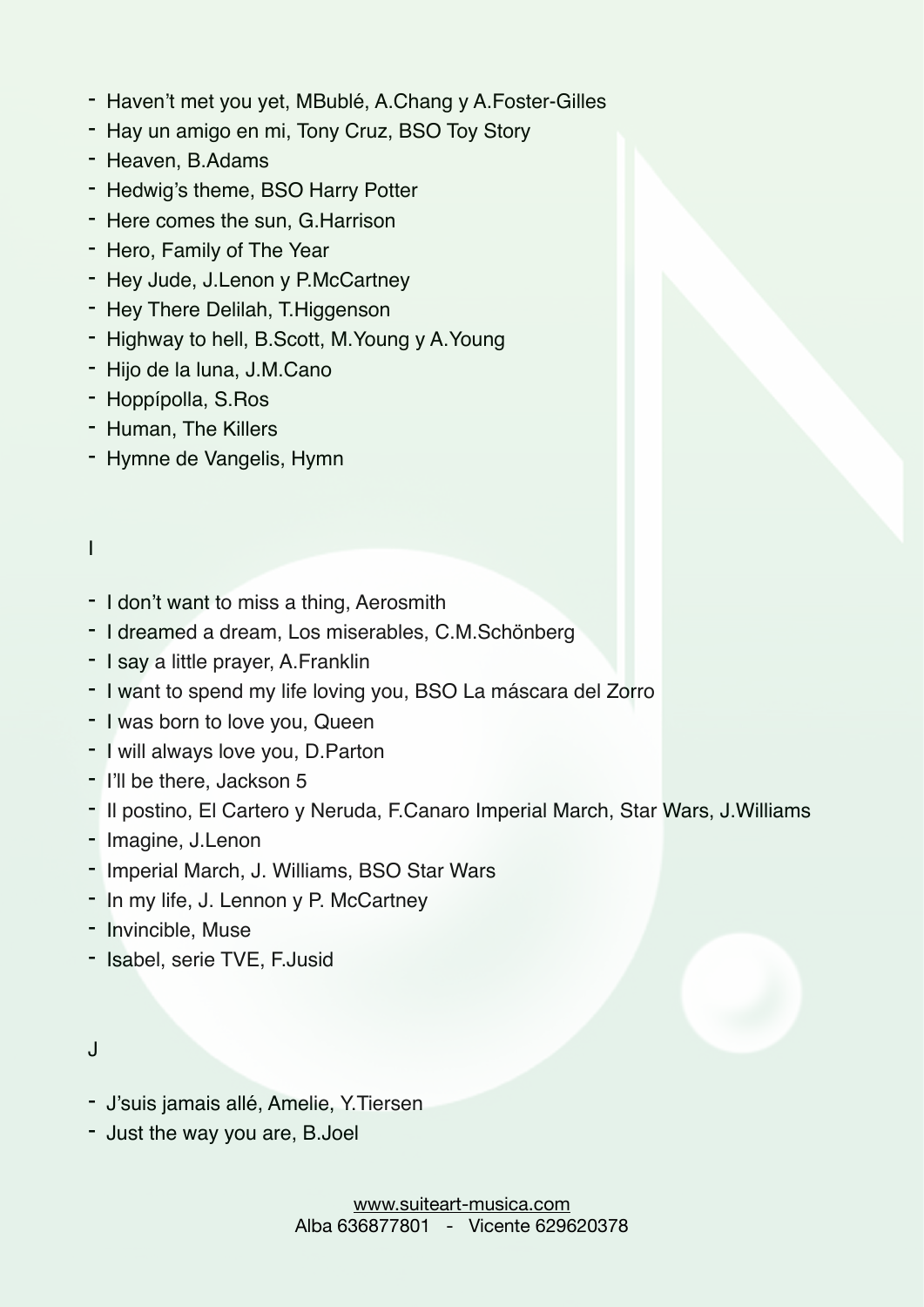- Haven't met you yet, MBublé, A.Chang y A.Foster-Gilles
- Hay un amigo en mi, Tony Cruz, BSO Toy Story
- Heaven, B.Adams
- Hedwig's theme, BSO Harry Potter
- Here comes the sun, G.Harrison
- Hero, Family of The Year
- Hey Jude, J.Lenon y P.McCartney
- Hey There Delilah, T.Higgenson
- Highway to hell, B.Scott, M.Young y A.Young
- Hijo de la luna, J.M.Cano
- Hoppípolla, S.Ros
- Human, The Killers
- Hymne de Vangelis, Hymn

## I

- I don't want to miss a thing, Aerosmith
- I dreamed a dream, Los miserables, C.M.Schönberg
- I say a little prayer, A.Franklin
- I want to spend my life loving you, BSO La máscara del Zorro
- I was born to love you, Queen
- I will always love you, D.Parton
- I'll be there, Jackson 5
- Il postino, El Cartero y Neruda, F.Canaro Imperial March, Star Wars, J.Williams
- Imagine, J.Lenon
- Imperial March, J. Williams, BSO Star Wars
- In my life, J. Lennon y P. McCartney
- Invincible, Muse
- Isabel, serie TVE, F.Jusid

## J

- J'suis jamais allé, Amelie, Y.Tiersen
- Just the way you are, B.Joel

www.suiteart-musica.com
Alba 636877801 - Vicente 629620378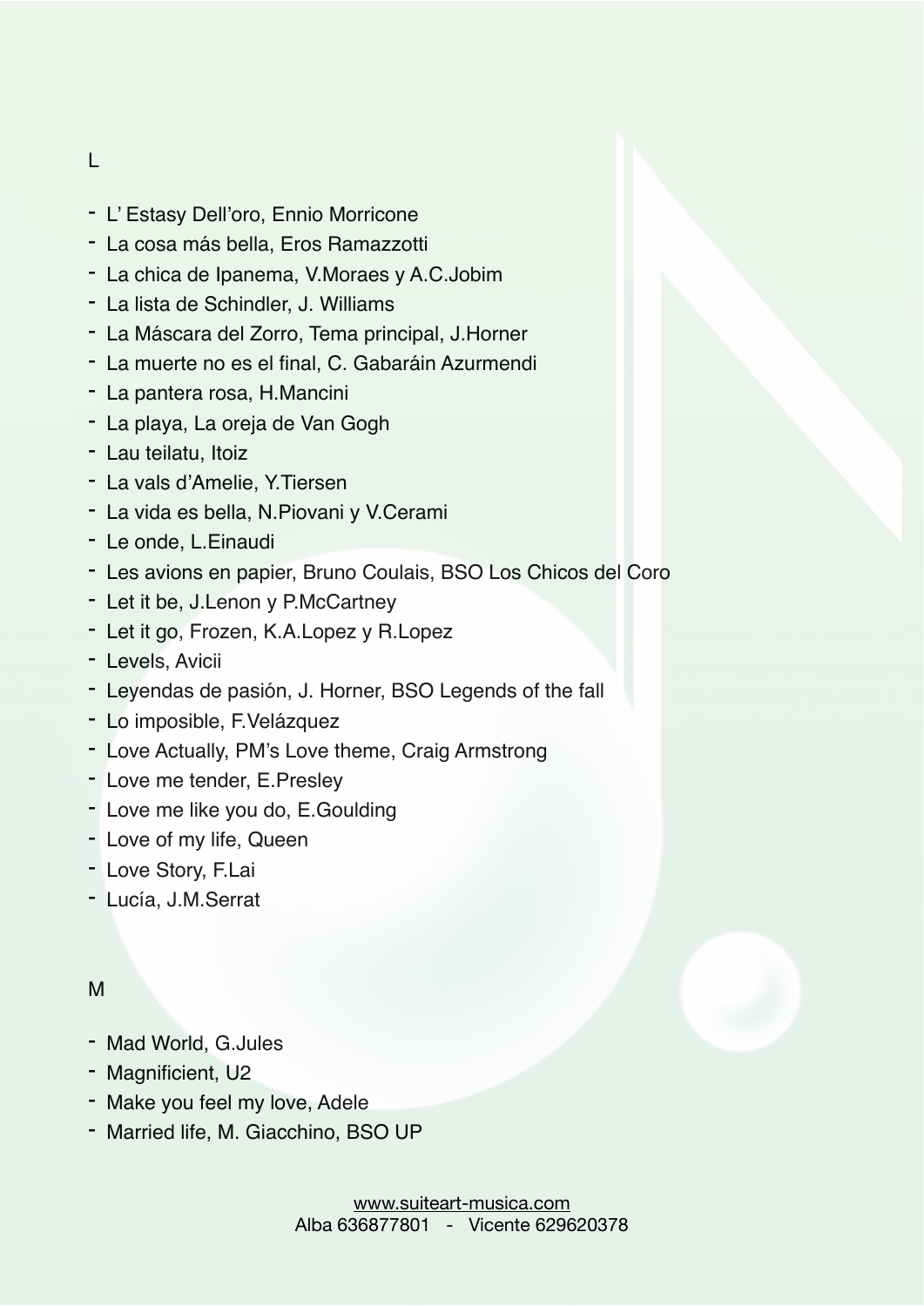## L

- L' Estasy Dell'oro, Ennio Morricone
- La cosa más bella, Eros Ramazzotti
- La chica de Ipanema, V.Moraes y A.C.Jobim
- La lista de Schindler, J. Williams
- La Máscara del Zorro, Tema principal, J.Horner
- La muerte no es el final, C. Gabaráin Azurmendi
- La pantera rosa, H.Mancini
- La playa, La oreja de Van Gogh
- Lau teilatu, Itoiz
- La vals d'Amelie, Y.Tiersen
- La vida es bella, N.Piovani y V.Cerami
- Le onde, L.Einaudi
- Les avions en papier, Bruno Coulais, BSO Los Chicos del Coro
- Let it be, J.Lenon y P.McCartney
- Let it go, Frozen, K.A.Lopez y R.Lopez
- Levels, Avicii
- Leyendas de pasión, J. Horner, BSO Legends of the fall
- Lo imposible, F.Velázquez
- Love Actually, PM's Love theme, Craig Armstrong
- Love me tender, E.Presley
- Love me like you do, E.Goulding
- Love of my life, Queen
- Love Story, F.Lai
- Lucía, J.M.Serrat

## M

- Mad World, G.Jules
- Magnificient, U2
- Make you feel my love, Adele
- Married life, M. Giacchino, BSO UP

www.suiteart-musica.com
Alba 636877801 - Vicente 629620378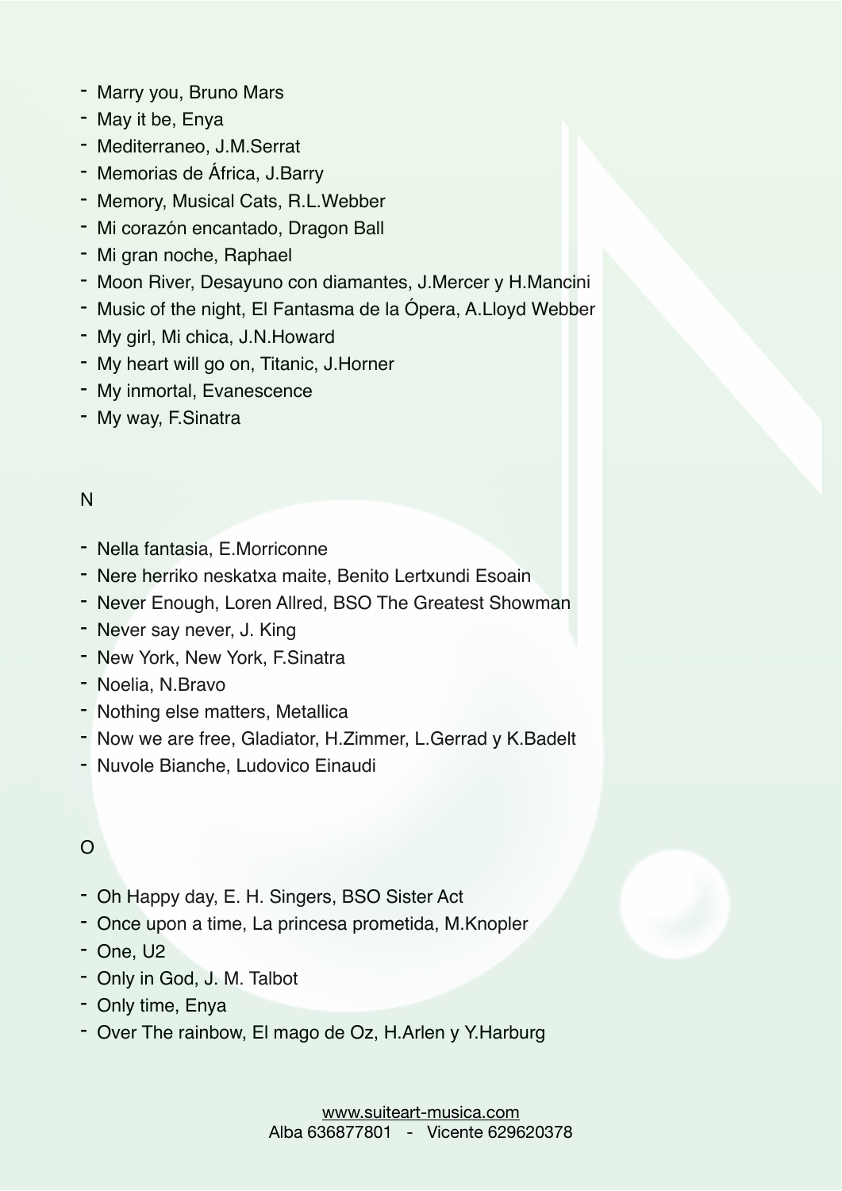- Marry you, Bruno Mars
- May it be, Enya
- Mediterraneo, J.M.Serrat
- Memorias de África, J.Barry
- Memory, Musical Cats, R.L.Webber
- Mi corazón encantado, Dragon Ball
- Mi gran noche, Raphael
- Moon River, Desayuno con diamantes, J.Mercer y H.Mancini
- Music of the night, El Fantasma de la Ópera, A.Lloyd Webber
- My girl, Mi chica, J.N.Howard
- My heart will go on, Titanic, J.Horner
- My inmortal, Evanescence
- My way, F.Sinatra

## N

- Nella fantasia, E.Morriconne
- Nere herriko neskatxa maite, Benito Lertxundi Esoain
- Never Enough, Loren Allred, BSO The Greatest Showman
- Never say never, J. King
- New York, New York, F.Sinatra
- Noelia, N.Bravo
- Nothing else matters, Metallica
- Now we are free, Gladiator, H.Zimmer, L.Gerrad y K.Badelt
- Nuvole Bianche, Ludovico Einaudi

## O

- Oh Happy day, E. H. Singers, BSO Sister Act
- Once upon a time, La princesa prometida, M.Knopler
- One, U2
- Only in God, J. M. Talbot
- Only time, Enya
- Over The rainbow, El mago de Oz, H.Arlen y Y.Harburg

www.suiteart-musica.com
Alba 636877801 - Vicente 629620378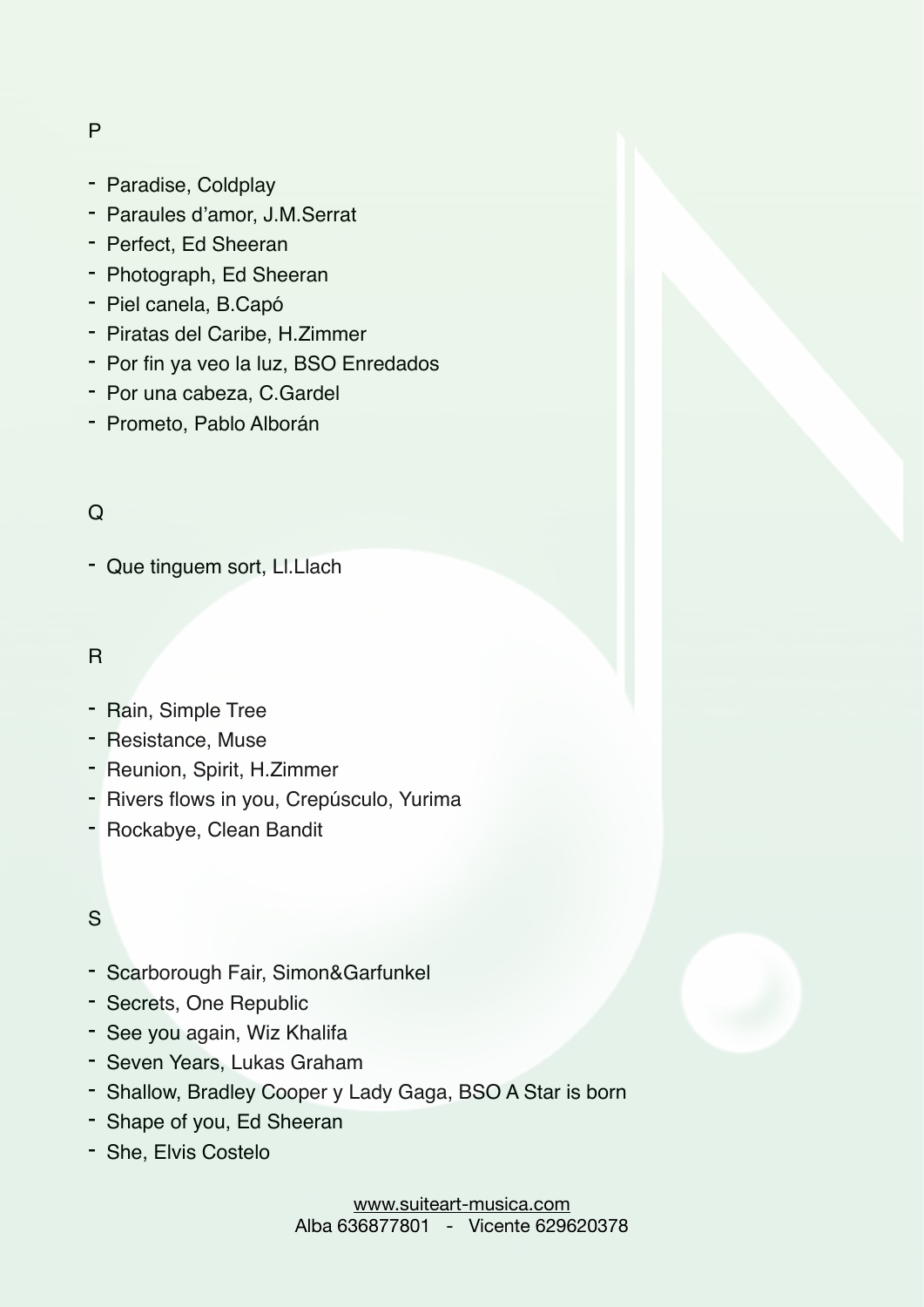## P

- Paradise, Coldplay
- Paraules d'amor, J.M.Serrat
- Perfect, Ed Sheeran
- Photograph, Ed Sheeran
- Piel canela, B.Capó
- Piratas del Caribe, H.Zimmer
- Por fin ya veo la luz, BSO Enredados
- Por una cabeza, C.Gardel
- Prometo, Pablo Alborán

## Q

- Que tinguem sort, Ll.Llach

## R

- Rain, Simple Tree
- Resistance, Muse
- Reunion, Spirit, H.Zimmer
- Rivers flows in you, Crepúsculo, Yurima
- Rockabye, Clean Bandit

## S

- Scarborough Fair, Simon&Garfunkel
- Secrets, One Republic
- See you again, Wiz Khalifa
- Seven Years, Lukas Graham
- Shallow, Bradley Cooper y Lady Gaga, BSO A Star is born
- Shape of you, Ed Sheeran
- She, Elvis Costelo

www.suiteart-musica.com
Alba 636877801 - Vicente 629620378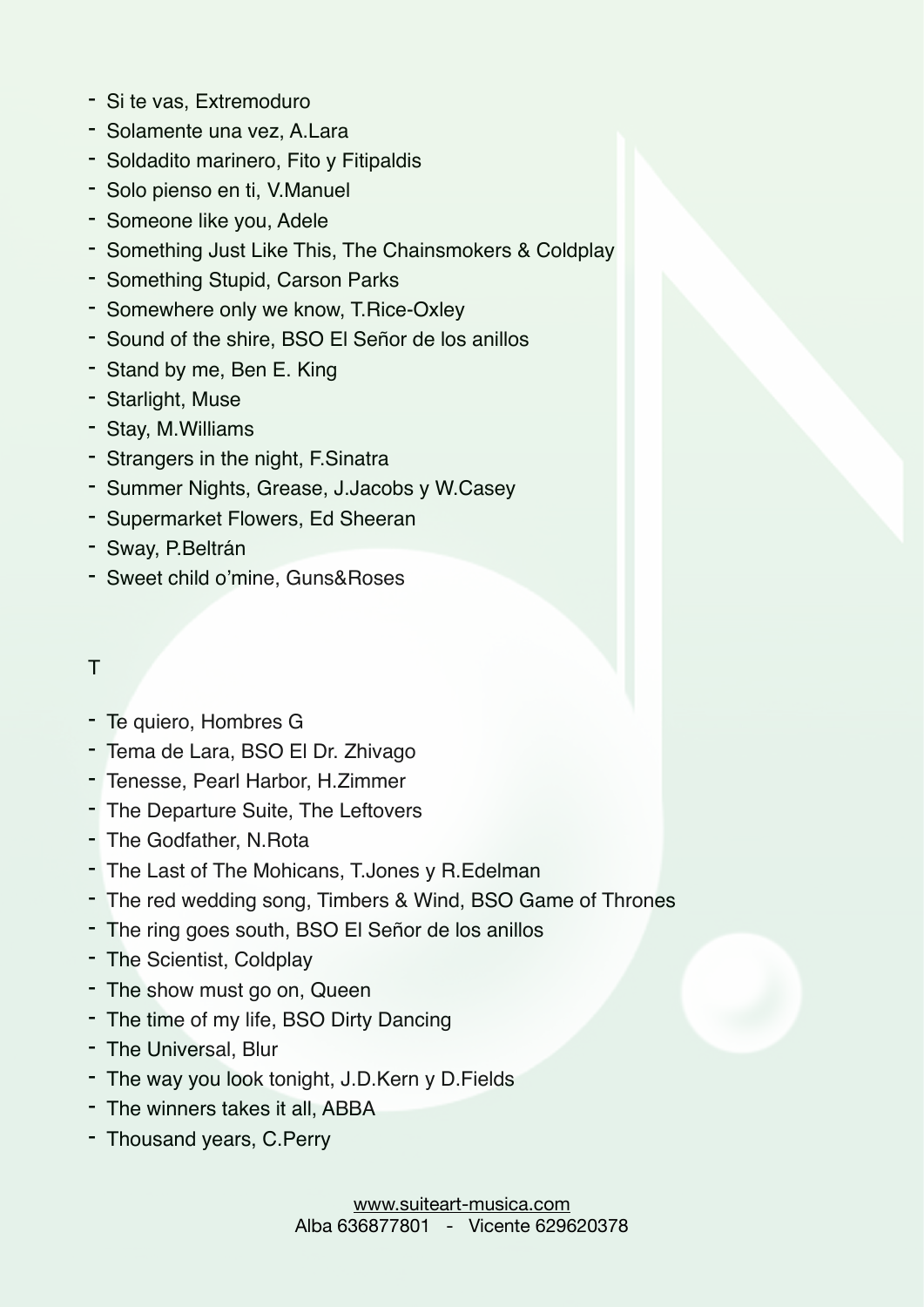- Si te vas, Extremoduro
- Solamente una vez, A.Lara
- Soldadito marinero, Fito y Fitipaldis
- Solo pienso en ti, V.Manuel
- Someone like you, Adele
- Something Just Like This, The Chainsmokers & Coldplay
- Something Stupid, Carson Parks
- Somewhere only we know, T.Rice-Oxley
- Sound of the shire, BSO El Señor de los anillos
- Stand by me, Ben E. King
- Starlight, Muse
- Stay, M.Williams
- Strangers in the night, F.Sinatra
- Summer Nights, Grease, J.Jacobs y W.Casey
- Supermarket Flowers, Ed Sheeran
- Sway, P.Beltrán
- Sweet child o'mine, Guns&Roses

## T

- Te quiero, Hombres G
- Tema de Lara, BSO El Dr. Zhivago
- Tenesse, Pearl Harbor, H.Zimmer
- The Departure Suite, The Leftovers
- The Godfather, N.Rota
- The Last of The Mohicans, T.Jones y R.Edelman
- The red wedding song, Timbers & Wind, BSO Game of Thrones
- The ring goes south, BSO El Señor de los anillos
- The Scientist, Coldplay
- The show must go on, Queen
- The time of my life, BSO Dirty Dancing
- The Universal, Blur
- The way you look tonight, J.D.Kern y D.Fields
- The winners takes it all, ABBA
- Thousand years, C.Perry

www.suiteart-musica.com
Alba 636877801 - Vicente 629620378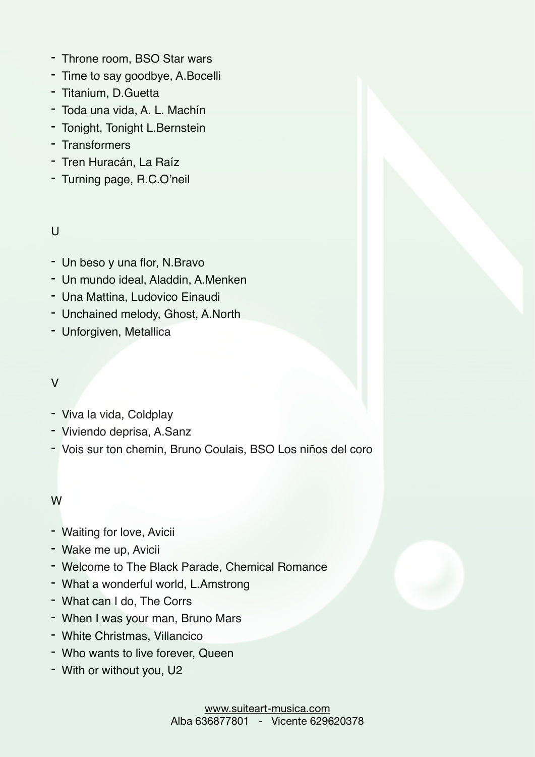- Throne room, BSO Star wars
- Time to say goodbye, A.Bocelli
- Titanium, D.Guetta
- Toda una vida, A. L. Machín
- Tonight, Tonight L.Bernstein
- Transformers
- Tren Huracán, La Raíz
- Turning page, R.C.O'neil

## U

- Un beso y una flor, N.Bravo
- Un mundo ideal, Aladdin, A.Menken
- Una Mattina, Ludovico Einaudi
- Unchained melody, Ghost, A.North
- Unforgiven, Metallica

## V

- Viva la vida, Coldplay
- Viviendo deprisa, A.Sanz
- Vois sur ton chemin, Bruno Coulais, BSO Los niños del coro

## W

- Waiting for love, Avicii
- Wake me up, Avicii
- Welcome to The Black Parade, Chemical Romance
- What a wonderful world, L.Amstrong
- What can I do, The Corrs
- When I was your man, Bruno Mars
- White Christmas, Villancico
- Who wants to live forever, Queen
- With or without you, U2

www.suiteart-musica.com
Alba 636877801 - Vicente 629620378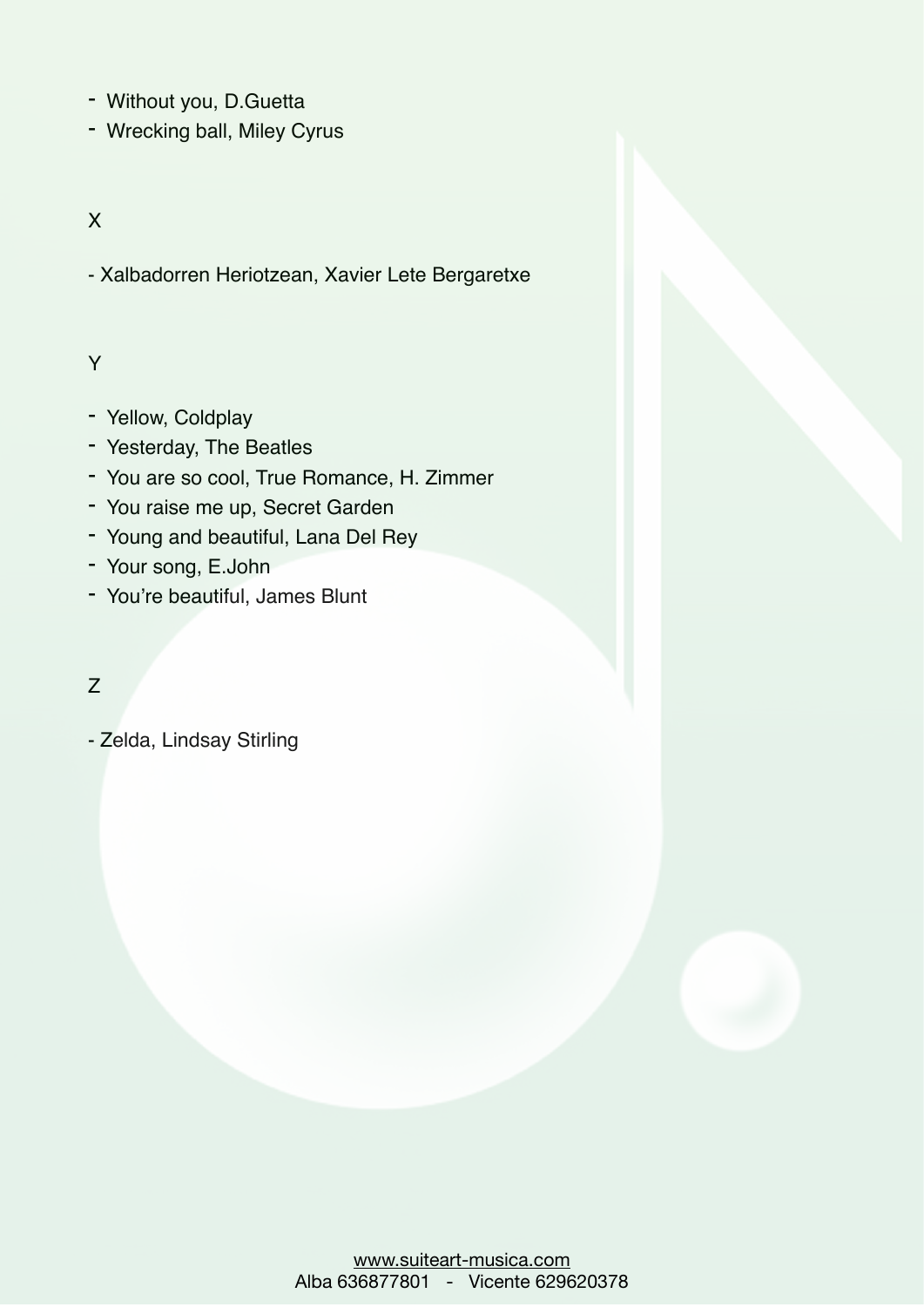- Without you, D.Guetta
- Wrecking ball, Miley Cyrus

## X

- Xalbadorren Heriotzean, Xavier Lete Bergaretxe

## Y

- Yellow, Coldplay
- Yesterday, The Beatles
- You are so cool, True Romance, H. Zimmer
- You raise me up, Secret Garden
- Young and beautiful, Lana Del Rey
- Your song, E.John
- You're beautiful, James Blunt

## Z

- Zelda, Lindsay Stirling

www.suiteart-musica.com
Alba 636877801 - Vicente 629620378